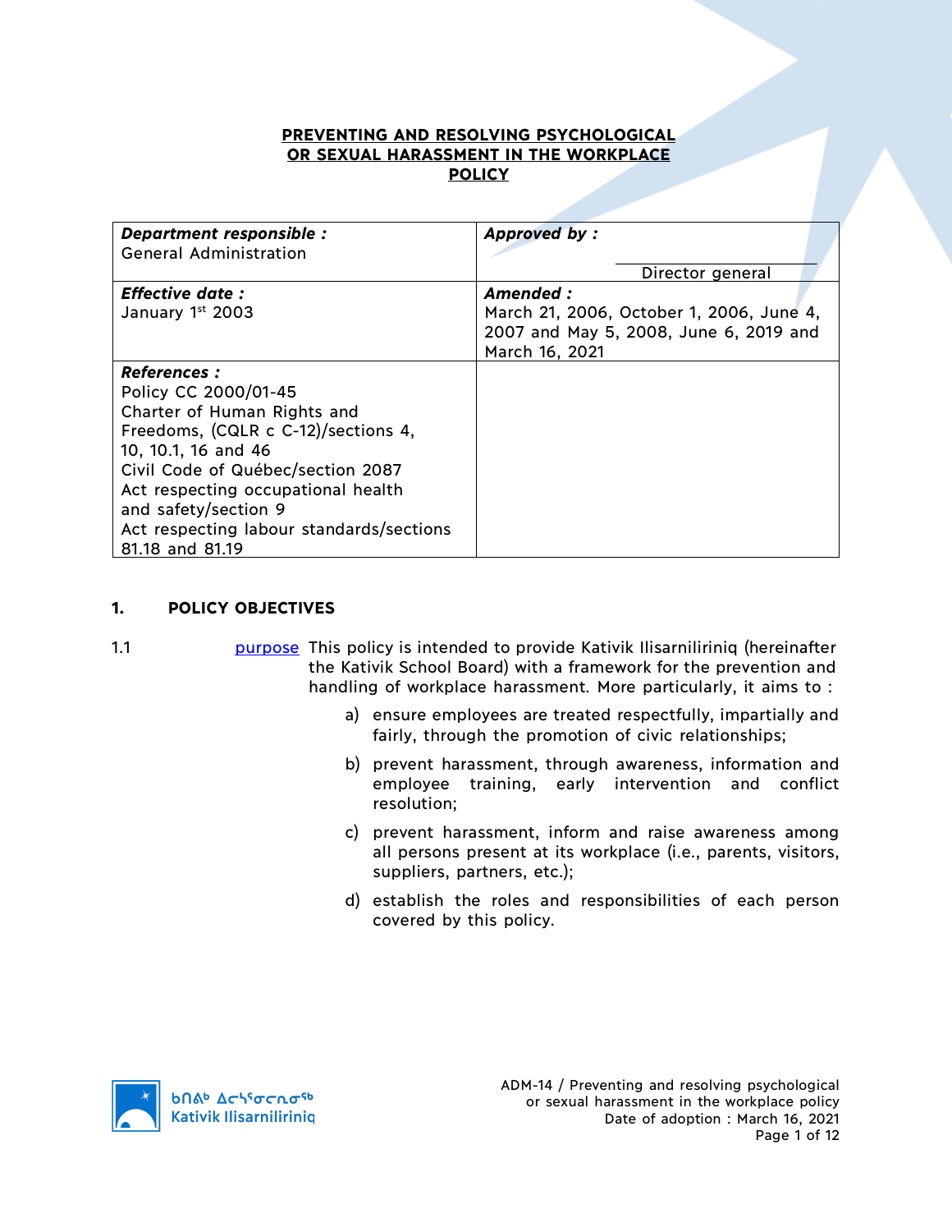# PREVENTING AND RESOLVING PSYCHOLOGICAL OR SEXUAL HARASSMENT IN THE WORKPLACE POLICY

| ***Department responsible :*** General Administration | ***Approved by :*** ______________ Director general |
|---|---|
| ***Effective date :*** January 1st 2003 | ***Amended :*** March 21, 2006, October 1, 2006, June 4, 2007 and May 5, 2008, June 6, 2019 and March 16, 2021 |
| ***References :*** Policy CC 2000/01-45; Charter of Human Rights and Freedoms, (CQLR c C-12)/sections 4, 10, 10.1, 16 and 46; Civil Code of Québec/section 2087; Act respecting occupational health and safety/section 9; Act respecting labour standards/sections 81.18 and 81.19 | |

## 1. POLICY OBJECTIVES

1.1 purpose — This policy is intended to provide Kativik Ilisarniliriniq (hereinafter the Kativik School Board) with a framework for the prevention and handling of workplace harassment. More particularly, it aims to :

a) ensure employees are treated respectfully, impartially and fairly, through the promotion of civic relationships;

b) prevent harassment, through awareness, information and employee training, early intervention and conflict resolution;

c) prevent harassment, inform and raise awareness among all persons present at its workplace (i.e., parents, visitors, suppliers, partners, etc.);

d) establish the roles and responsibilities of each person covered by this policy.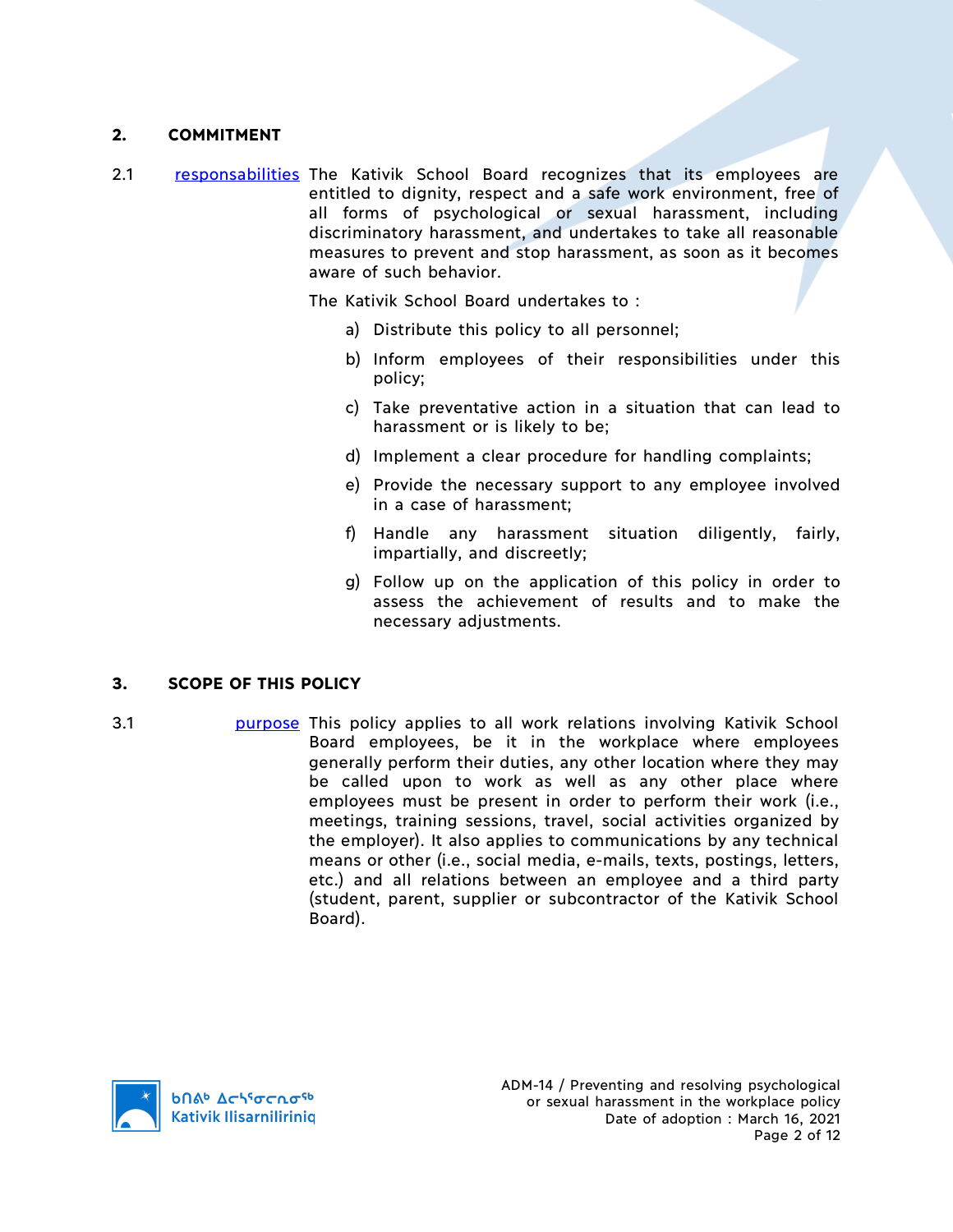## 2. COMMITMENT

2.1 responsabilities The Kativik School Board recognizes that its employees are entitled to dignity, respect and a safe work environment, free of all forms of psychological or sexual harassment, including discriminatory harassment, and undertakes to take all reasonable measures to prevent and stop harassment, as soon as it becomes aware of such behavior.

The Kativik School Board undertakes to :

a) Distribute this policy to all personnel;

b) Inform employees of their responsibilities under this policy;

c) Take preventative action in a situation that can lead to harassment or is likely to be;

d) Implement a clear procedure for handling complaints;

e) Provide the necessary support to any employee involved in a case of harassment;

f) Handle any harassment situation diligently, fairly, impartially, and discreetly;

g) Follow up on the application of this policy in order to assess the achievement of results and to make the necessary adjustments.

## 3. SCOPE OF THIS POLICY

3.1 purpose This policy applies to all work relations involving Kativik School Board employees, be it in the workplace where employees generally perform their duties, any other location where they may be called upon to work as well as any other place where employees must be present in order to perform their work (i.e., meetings, training sessions, travel, social activities organized by the employer). It also applies to communications by any technical means or other (i.e., social media, e-mails, texts, postings, letters, etc.) and all relations between an employee and a third party (student, parent, supplier or subcontractor of the Kativik School Board).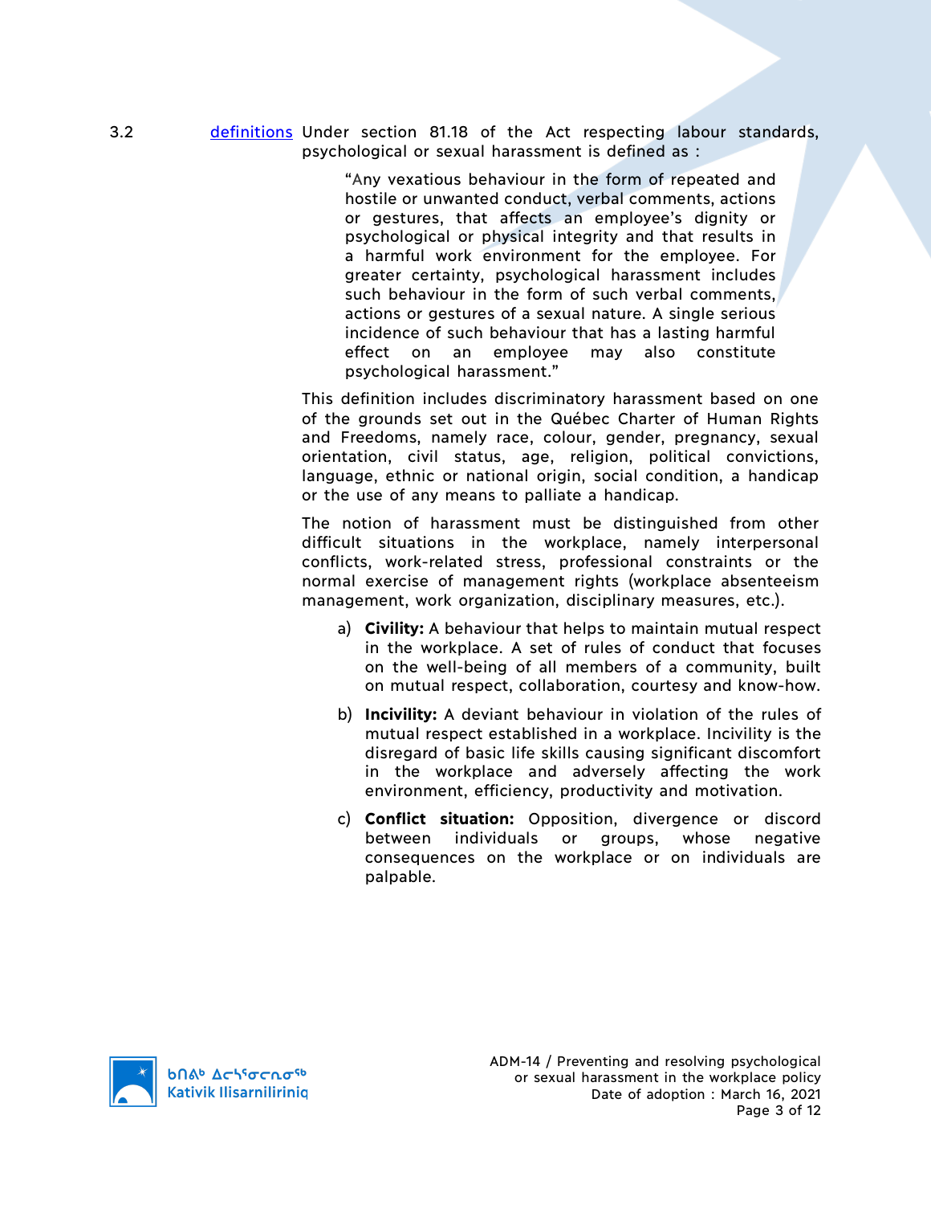3.2 [definitions] Under section 81.18 of the Act respecting labour standards, psychological or sexual harassment is defined as :

> "Any vexatious behaviour in the form of repeated and hostile or unwanted conduct, verbal comments, actions or gestures, that affects an employee's dignity or psychological or physical integrity and that results in a harmful work environment for the employee. For greater certainty, psychological harassment includes such behaviour in the form of such verbal comments, actions or gestures of a sexual nature. A single serious incidence of such behaviour that has a lasting harmful effect on an employee may also constitute psychological harassment."

This definition includes discriminatory harassment based on one of the grounds set out in the Québec Charter of Human Rights and Freedoms, namely race, colour, gender, pregnancy, sexual orientation, civil status, age, religion, political convictions, language, ethnic or national origin, social condition, a handicap or the use of any means to palliate a handicap.

The notion of harassment must be distinguished from other difficult situations in the workplace, namely interpersonal conflicts, work-related stress, professional constraints or the normal exercise of management rights (workplace absenteeism management, work organization, disciplinary measures, etc.).

a) **Civility:** A behaviour that helps to maintain mutual respect in the workplace. A set of rules of conduct that focuses on the well-being of all members of a community, built on mutual respect, collaboration, courtesy and know-how.

b) **Incivility:** A deviant behaviour in violation of the rules of mutual respect established in a workplace. Incivility is the disregard of basic life skills causing significant discomfort in the workplace and adversely affecting the work environment, efficiency, productivity and motivation.

c) **Conflict situation:** Opposition, divergence or discord between individuals or groups, whose negative consequences on the workplace or on individuals are palpable.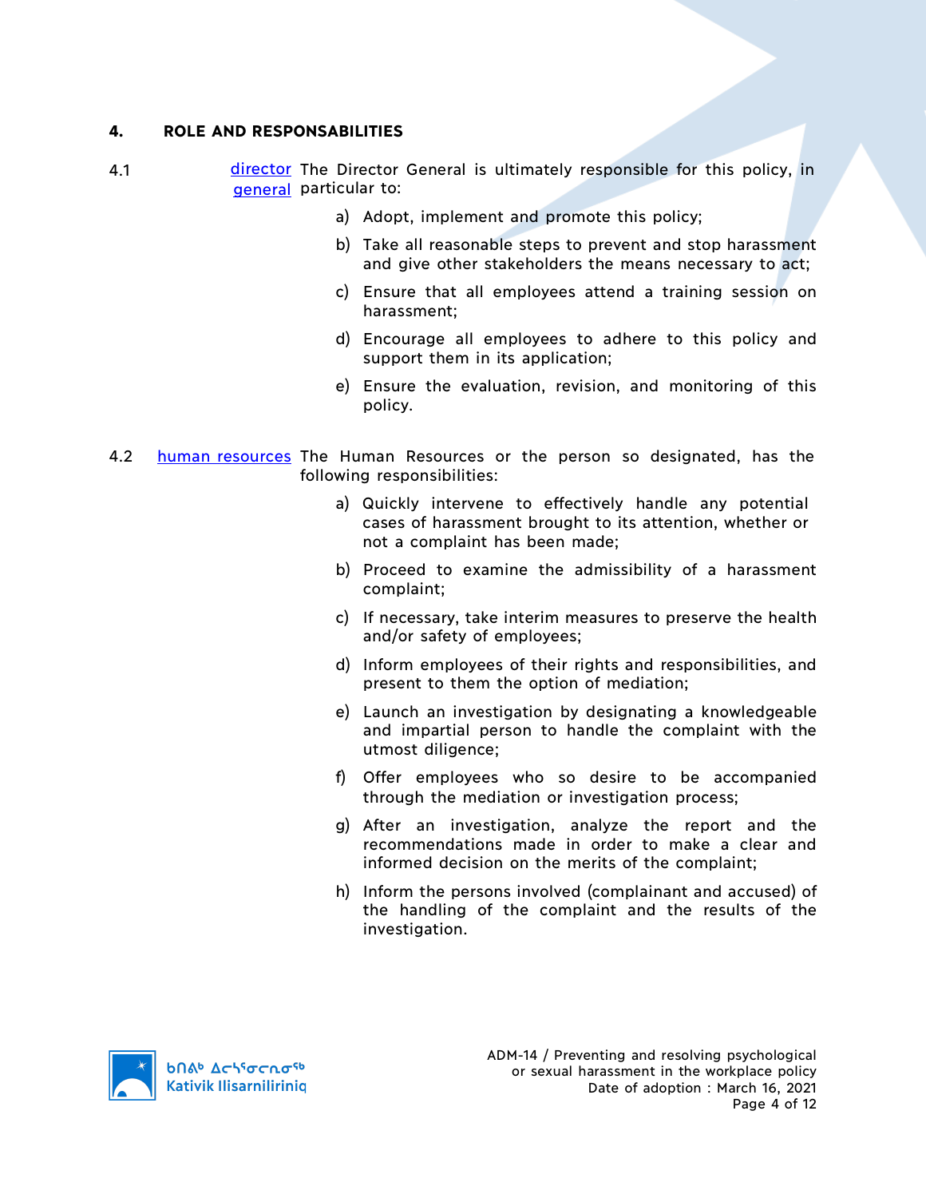## 4. ROLE AND RESPONSABILITIES

4.1 director general — The Director General is ultimately responsible for this policy, in particular to:

a) Adopt, implement and promote this policy;

b) Take all reasonable steps to prevent and stop harassment and give other stakeholders the means necessary to act;

c) Ensure that all employees attend a training session on harassment;

d) Encourage all employees to adhere to this policy and support them in its application;

e) Ensure the evaluation, revision, and monitoring of this policy.

4.2 human resources — The Human Resources or the person so designated, has the following responsibilities:

a) Quickly intervene to effectively handle any potential cases of harassment brought to its attention, whether or not a complaint has been made;

b) Proceed to examine the admissibility of a harassment complaint;

c) If necessary, take interim measures to preserve the health and/or safety of employees;

d) Inform employees of their rights and responsibilities, and present to them the option of mediation;

e) Launch an investigation by designating a knowledgeable and impartial person to handle the complaint with the utmost diligence;

f) Offer employees who so desire to be accompanied through the mediation or investigation process;

g) After an investigation, analyze the report and the recommendations made in order to make a clear and informed decision on the merits of the complaint;

h) Inform the persons involved (complainant and accused) of the handling of the complaint and the results of the investigation.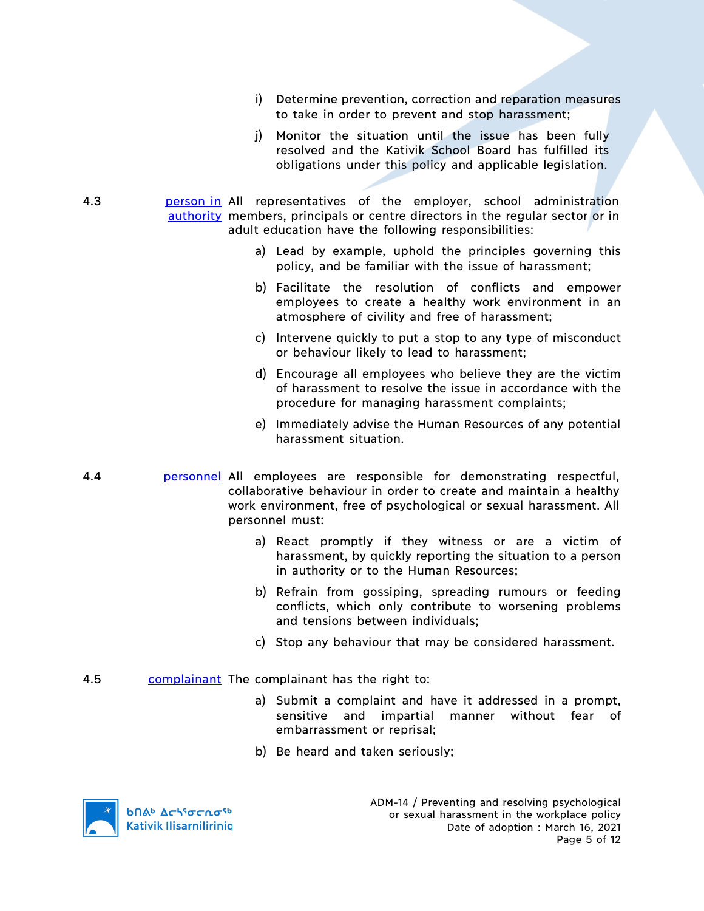i) Determine prevention, correction and reparation measures to take in order to prevent and stop harassment;

j) Monitor the situation until the issue has been fully resolved and the Kativik School Board has fulfilled its obligations under this policy and applicable legislation.

4.3 **person in authority** All representatives of the employer, school administration members, principals or centre directors in the regular sector or in adult education have the following responsibilities:

a) Lead by example, uphold the principles governing this policy, and be familiar with the issue of harassment;

b) Facilitate the resolution of conflicts and empower employees to create a healthy work environment in an atmosphere of civility and free of harassment;

c) Intervene quickly to put a stop to any type of misconduct or behaviour likely to lead to harassment;

d) Encourage all employees who believe they are the victim of harassment to resolve the issue in accordance with the procedure for managing harassment complaints;

e) Immediately advise the Human Resources of any potential harassment situation.

4.4 **personnel** All employees are responsible for demonstrating respectful, collaborative behaviour in order to create and maintain a healthy work environment, free of psychological or sexual harassment. All personnel must:

a) React promptly if they witness or are a victim of harassment, by quickly reporting the situation to a person in authority or to the Human Resources;

b) Refrain from gossiping, spreading rumours or feeding conflicts, which only contribute to worsening problems and tensions between individuals;

c) Stop any behaviour that may be considered harassment.

4.5 **complainant** The complainant has the right to:

a) Submit a complaint and have it addressed in a prompt, sensitive and impartial manner without fear of embarrassment or reprisal;

b) Be heard and taken seriously;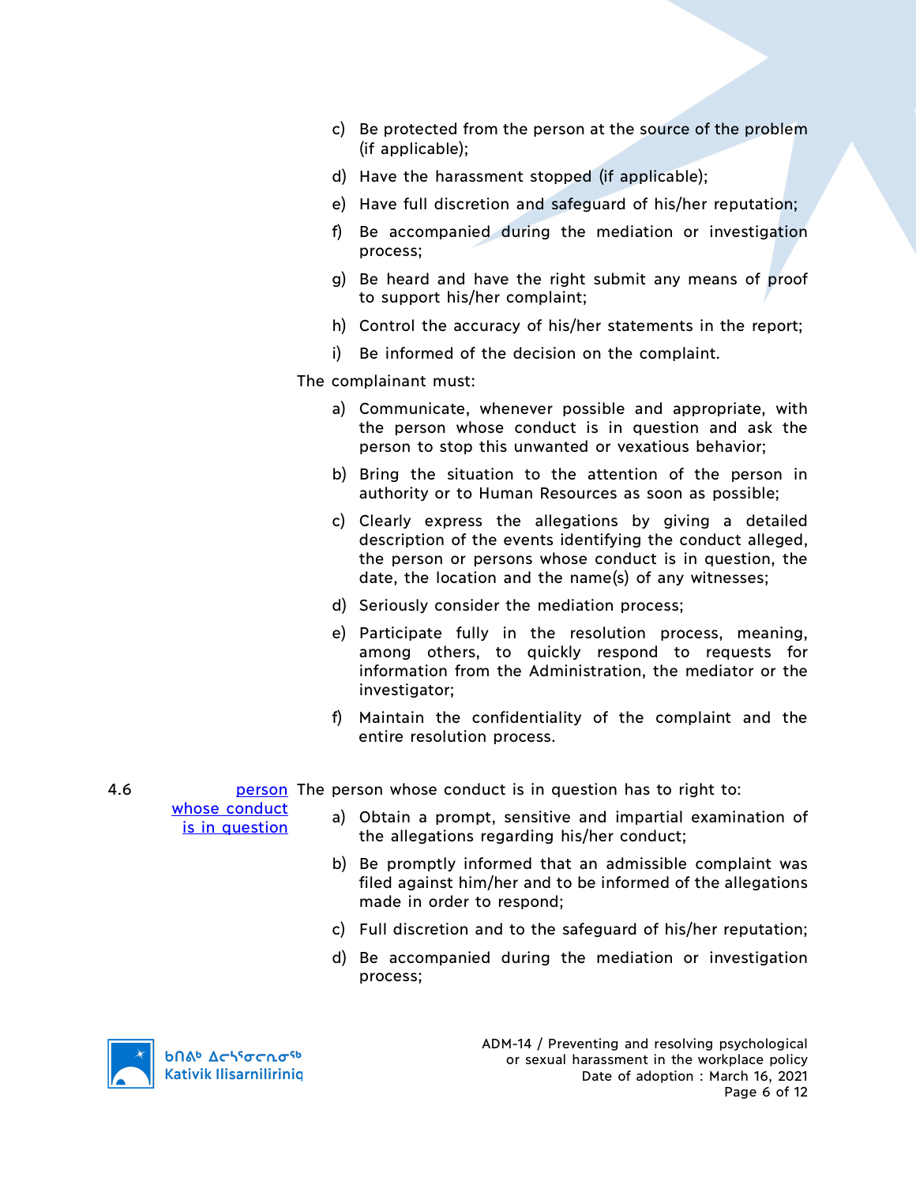c) Be protected from the person at the source of the problem (if applicable);

d) Have the harassment stopped (if applicable);

e) Have full discretion and safeguard of his/her reputation;

f) Be accompanied during the mediation or investigation process;

g) Be heard and have the right submit any means of proof to support his/her complaint;

h) Control the accuracy of his/her statements in the report;

i) Be informed of the decision on the complaint.

The complainant must:

a) Communicate, whenever possible and appropriate, with the person whose conduct is in question and ask the person to stop this unwanted or vexatious behavior;

b) Bring the situation to the attention of the person in authority or to Human Resources as soon as possible;

c) Clearly express the allegations by giving a detailed description of the events identifying the conduct alleged, the person or persons whose conduct is in question, the date, the location and the name(s) of any witnesses;

d) Seriously consider the mediation process;

e) Participate fully in the resolution process, meaning, among others, to quickly respond to requests for information from the Administration, the mediator or the investigator;

f) Maintain the confidentiality of the complaint and the entire resolution process.

4.6 person whose conduct is in question

The person whose conduct is in question has to right to:

a) Obtain a prompt, sensitive and impartial examination of the allegations regarding his/her conduct;

b) Be promptly informed that an admissible complaint was filed against him/her and to be informed of the allegations made in order to respond;

c) Full discretion and to the safeguard of his/her reputation;

d) Be accompanied during the mediation or investigation process;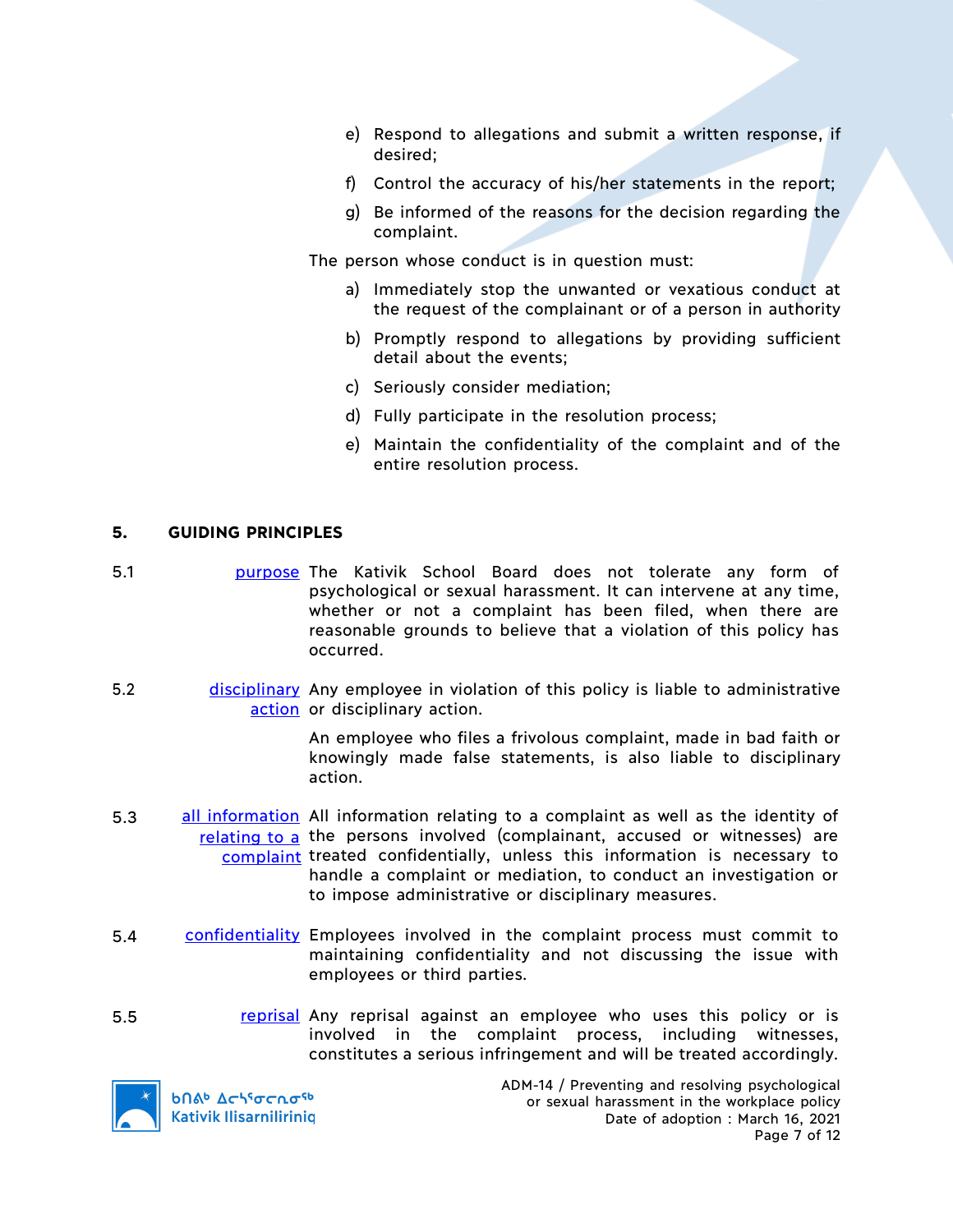e) Respond to allegations and submit a written response, if desired;

f) Control the accuracy of his/her statements in the report;

g) Be informed of the reasons for the decision regarding the complaint.

The person whose conduct is in question must:

a) Immediately stop the unwanted or vexatious conduct at the request of the complainant or of a person in authority

b) Promptly respond to allegations by providing sufficient detail about the events;

c) Seriously consider mediation;

d) Fully participate in the resolution process;

e) Maintain the confidentiality of the complaint and of the entire resolution process.

## 5. GUIDING PRINCIPLES

5.1 purpose — The Kativik School Board does not tolerate any form of psychological or sexual harassment. It can intervene at any time, whether or not a complaint has been filed, when there are reasonable grounds to believe that a violation of this policy has occurred.

5.2 disciplinary action — Any employee in violation of this policy is liable to administrative or disciplinary action.

An employee who files a frivolous complaint, made in bad faith or knowingly made false statements, is also liable to disciplinary action.

5.3 all information relating to a complaint — All information relating to a complaint as well as the identity of the persons involved (complainant, accused or witnesses) are treated confidentially, unless this information is necessary to handle a complaint or mediation, to conduct an investigation or to impose administrative or disciplinary measures.

5.4 confidentiality — Employees involved in the complaint process must commit to maintaining confidentiality and not discussing the issue with employees or third parties.

5.5 reprisal — Any reprisal against an employee who uses this policy or is involved in the complaint process, including witnesses, constitutes a serious infringement and will be treated accordingly.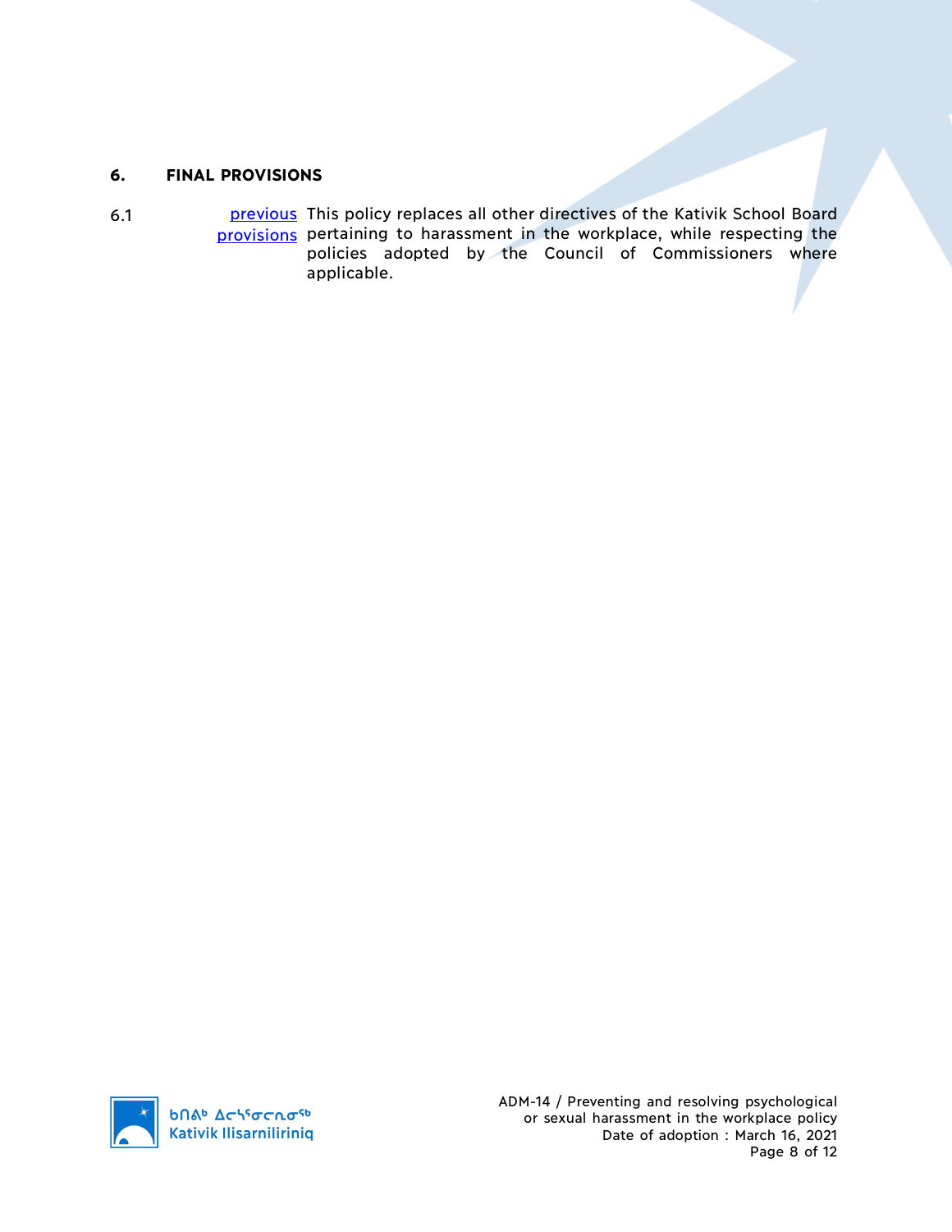## 6. FINAL PROVISIONS

6.1 previous provisions — This policy replaces all other directives of the Kativik School Board pertaining to harassment in the workplace, while respecting the policies adopted by the Council of Commissioners where applicable.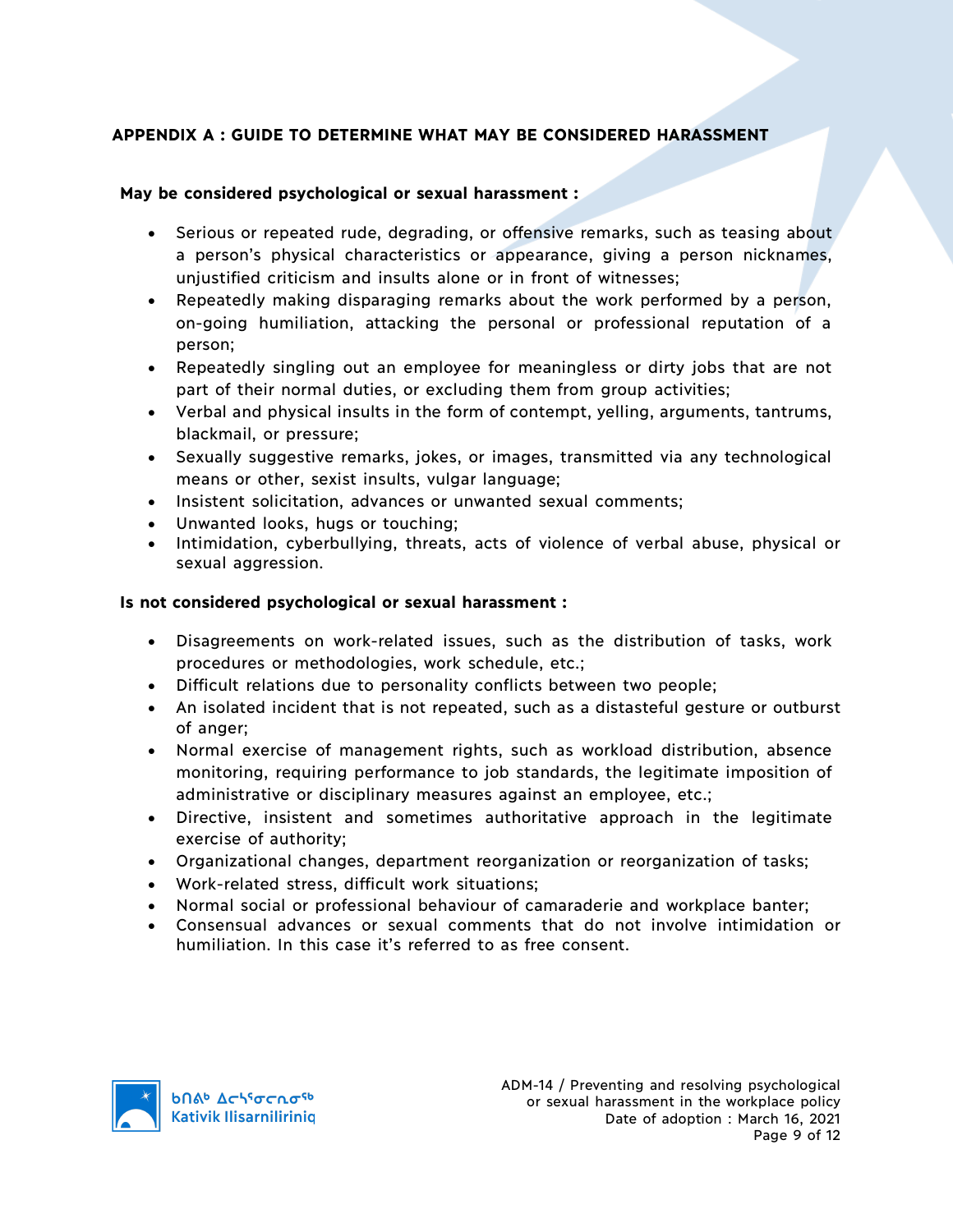## APPENDIX A : GUIDE TO DETERMINE WHAT MAY BE CONSIDERED HARASSMENT

**May be considered psychological or sexual harassment :**

- Serious or repeated rude, degrading, or offensive remarks, such as teasing about a person's physical characteristics or appearance, giving a person nicknames, unjustified criticism and insults alone or in front of witnesses;
- Repeatedly making disparaging remarks about the work performed by a person, on-going humiliation, attacking the personal or professional reputation of a person;
- Repeatedly singling out an employee for meaningless or dirty jobs that are not part of their normal duties, or excluding them from group activities;
- Verbal and physical insults in the form of contempt, yelling, arguments, tantrums, blackmail, or pressure;
- Sexually suggestive remarks, jokes, or images, transmitted via any technological means or other, sexist insults, vulgar language;
- Insistent solicitation, advances or unwanted sexual comments;
- Unwanted looks, hugs or touching;
- Intimidation, cyberbullying, threats, acts of violence of verbal abuse, physical or sexual aggression.

**Is not considered psychological or sexual harassment :**

- Disagreements on work-related issues, such as the distribution of tasks, work procedures or methodologies, work schedule, etc.;
- Difficult relations due to personality conflicts between two people;
- An isolated incident that is not repeated, such as a distasteful gesture or outburst of anger;
- Normal exercise of management rights, such as workload distribution, absence monitoring, requiring performance to job standards, the legitimate imposition of administrative or disciplinary measures against an employee, etc.;
- Directive, insistent and sometimes authoritative approach in the legitimate exercise of authority;
- Organizational changes, department reorganization or reorganization of tasks;
- Work-related stress, difficult work situations;
- Normal social or professional behaviour of camaraderie and workplace banter;
- Consensual advances or sexual comments that do not involve intimidation or humiliation. In this case it's referred to as free consent.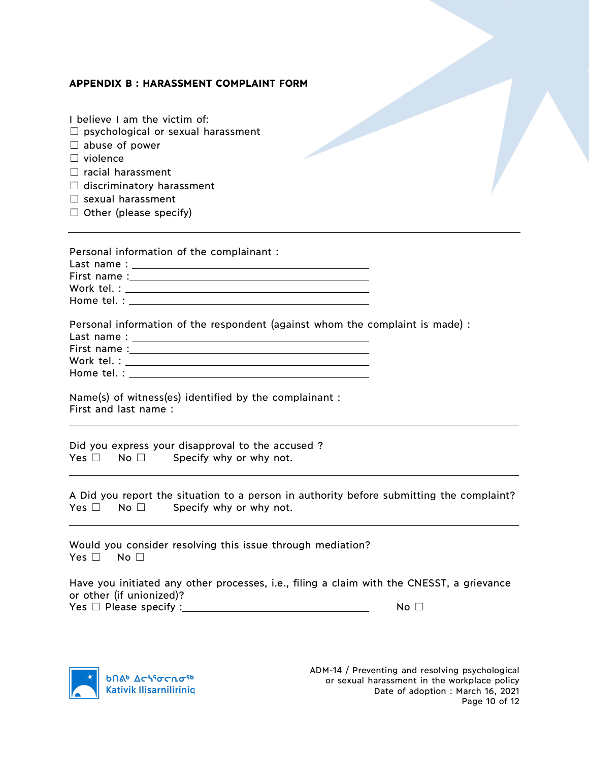## APPENDIX B : HARASSMENT COMPLAINT FORM

I believe I am the victim of:
☐ psychological or sexual harassment
☐ abuse of power
☐ violence
☐ racial harassment
☐ discriminatory harassment
☐ sexual harassment
☐ Other (please specify)

---

Personal information of the complainant :
Last name : ______________________________
First name : ______________________________
Work tel. : ______________________________
Home tel. : ______________________________

Personal information of the respondent (against whom the complaint is made) :
Last name : ______________________________
First name : ______________________________
Work tel. : ______________________________
Home tel. : ______________________________

Name(s) of witness(es) identified by the complainant :
First and last name :

---

Did you express your disapproval to the accused ?
Yes ☐   No ☐   Specify why or why not.

---

A Did you report the situation to a person in authority before submitting the complaint?
Yes ☐   No ☐   Specify why or why not.

---

Would you consider resolving this issue through mediation?
Yes ☐   No ☐

Have you initiated any other processes, i.e., filing a claim with the CNESST, a grievance or other (if unionized)?
Yes ☐ Please specify : ______________________________   No ☐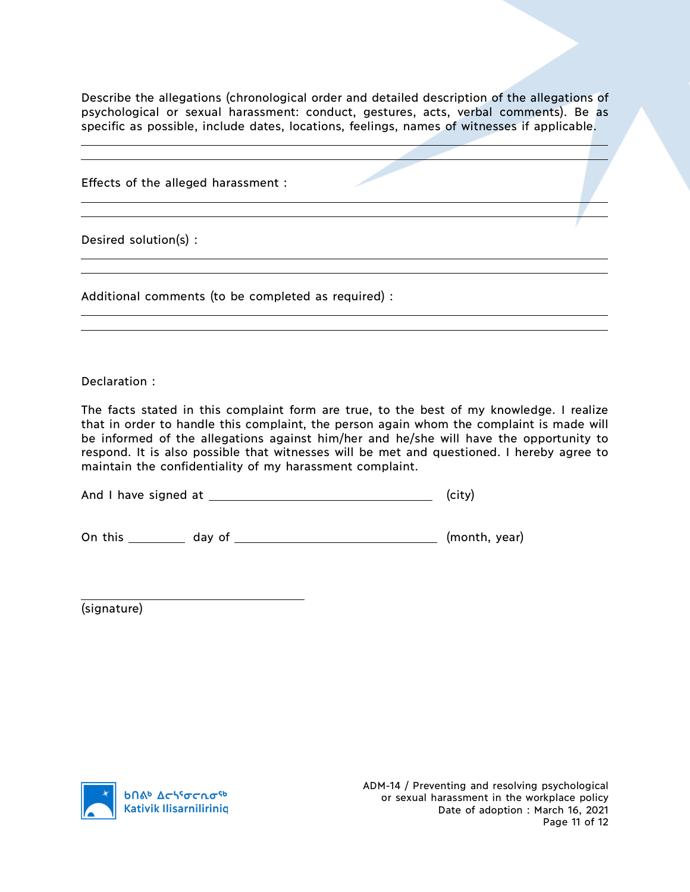Describe the allegations (chronological order and detailed description of the allegations of psychological or sexual harassment: conduct, gestures, acts, verbal comments). Be as specific as possible, include dates, locations, feelings, names of witnesses if applicable.

\_\_\_\_\_\_\_\_\_\_\_\_\_\_\_\_\_\_\_\_\_\_\_\_\_\_\_\_\_\_\_\_\_\_\_\_\_\_\_\_\_\_\_\_\_\_\_\_\_\_\_\_\_\_\_\_\_\_\_\_

\_\_\_\_\_\_\_\_\_\_\_\_\_\_\_\_\_\_\_\_\_\_\_\_\_\_\_\_\_\_\_\_\_\_\_\_\_\_\_\_\_\_\_\_\_\_\_\_\_\_\_\_\_\_\_\_\_\_\_\_

Effects of the alleged harassment :

\_\_\_\_\_\_\_\_\_\_\_\_\_\_\_\_\_\_\_\_\_\_\_\_\_\_\_\_\_\_\_\_\_\_\_\_\_\_\_\_\_\_\_\_\_\_\_\_\_\_\_\_\_\_\_\_\_\_\_\_

\_\_\_\_\_\_\_\_\_\_\_\_\_\_\_\_\_\_\_\_\_\_\_\_\_\_\_\_\_\_\_\_\_\_\_\_\_\_\_\_\_\_\_\_\_\_\_\_\_\_\_\_\_\_\_\_\_\_\_\_

Desired solution(s) :

\_\_\_\_\_\_\_\_\_\_\_\_\_\_\_\_\_\_\_\_\_\_\_\_\_\_\_\_\_\_\_\_\_\_\_\_\_\_\_\_\_\_\_\_\_\_\_\_\_\_\_\_\_\_\_\_\_\_\_\_

\_\_\_\_\_\_\_\_\_\_\_\_\_\_\_\_\_\_\_\_\_\_\_\_\_\_\_\_\_\_\_\_\_\_\_\_\_\_\_\_\_\_\_\_\_\_\_\_\_\_\_\_\_\_\_\_\_\_\_\_

Additional comments (to be completed as required) :

\_\_\_\_\_\_\_\_\_\_\_\_\_\_\_\_\_\_\_\_\_\_\_\_\_\_\_\_\_\_\_\_\_\_\_\_\_\_\_\_\_\_\_\_\_\_\_\_\_\_\_\_\_\_\_\_\_\_\_\_

\_\_\_\_\_\_\_\_\_\_\_\_\_\_\_\_\_\_\_\_\_\_\_\_\_\_\_\_\_\_\_\_\_\_\_\_\_\_\_\_\_\_\_\_\_\_\_\_\_\_\_\_\_\_\_\_\_\_\_\_

Declaration :

The facts stated in this complaint form are true, to the best of my knowledge. I realize that in order to handle this complaint, the person again whom the complaint is made will be informed of the allegations against him/her and he/she will have the opportunity to respond. It is also possible that witnesses will be met and questioned. I hereby agree to maintain the confidentiality of my harassment complaint.

And I have signed at \_\_\_\_\_\_\_\_\_\_\_\_\_\_\_\_\_\_\_\_\_\_\_\_\_\_\_\_ (city)

On this \_\_\_\_\_\_\_ day of \_\_\_\_\_\_\_\_\_\_\_\_\_\_\_\_\_\_\_\_\_\_\_\_\_\_\_ (month, year)

\_\_\_\_\_\_\_\_\_\_\_\_\_\_\_\_\_\_\_\_\_\_\_\_\_\_\_\_

(signature)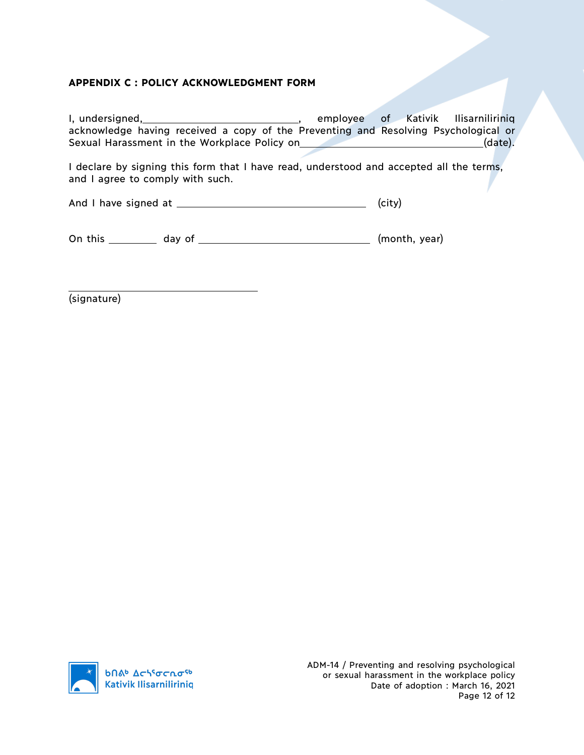**APPENDIX C : POLICY ACKNOWLEDGMENT FORM**

I, undersigned,____________________________, employee of Kativik Ilisarniliriniq acknowledge having received a copy of the Preventing and Resolving Psychological or Sexual Harassment in the Workplace Policy on________________________________(date).

I declare by signing this form that I have read, understood and accepted all the terms, and I agree to comply with such.

And I have signed at _________________________________ (city)

On this ________ day of _____________________________ (month, year)

_________________________________
(signature)